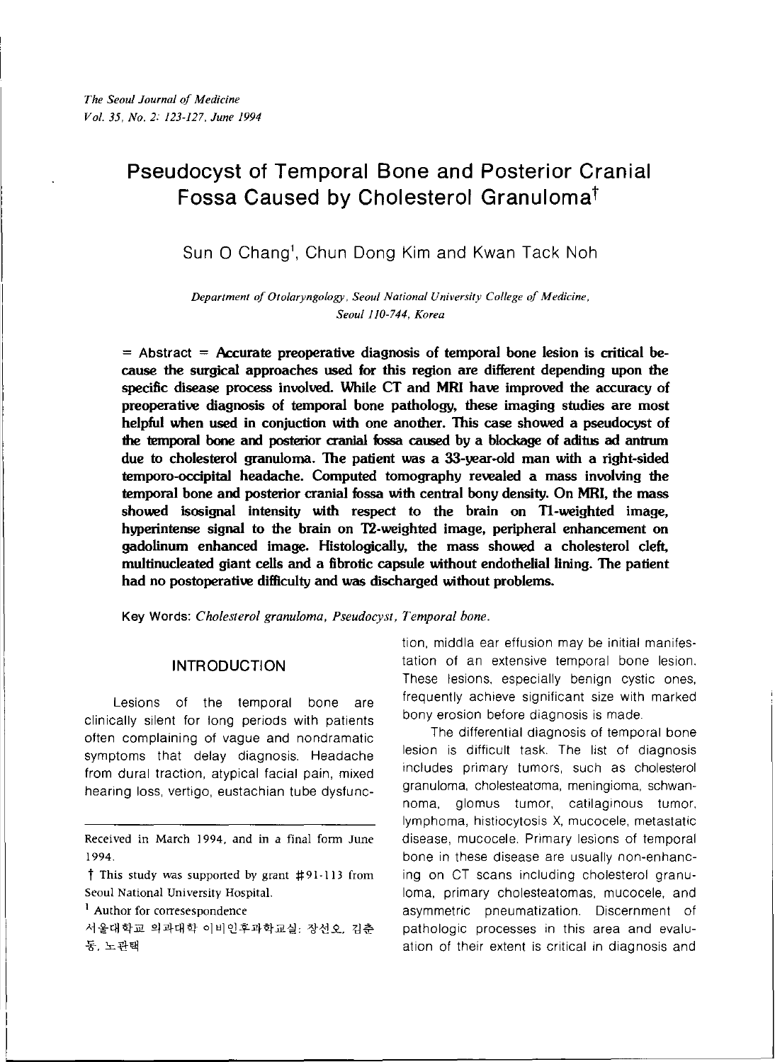# Pseudocyst of Temporal Bone and Posterior Cranial Fossa Caused by Cholesterol Granuloma†

Sun O Chang[1], Chun Dong Kim and Kwan Tack Noh

*Department of Otolaryngology, Seoul National University College of Medicine, Seoul 110-744, Korea*

= Abstract = **Accurate preoperative diagnosis of temporal bone lesion is critical because the surgical approaches used for this region are different depending upon the specific disease process involved. While CT and MRI have improved the accuracy of preoperative diagnosis of temporal bone pathology, these imaging studies are most helpful when used in conjuction with one another. This case showed a pseudocyst of the temporal bone and posterior cranial fossa caused by a blockage of aditus ad antrum due to cholesterol granuloma. The patient was a 33-year-old man with a right-sided temporo-occipital headache. Computed tomography revealed a mass involving the temporal bone and posterior cranial fossa with central bony density. On MRI, the mass showed isosignal intensity with respect to the brain on T1-weighted image, hyperintense signal to the brain on T2-weighted image, peripheral enhancement on gadolinum enhanced image. Histologically, the mass showed a cholesterol cleft, multinucleated giant cells and a fibrotic capsule without endothelial lining. The patient had no postoperative difficulty and was discharged without problems.**

Key Words: *Cholesterol granuloma, Pseudocyst, Temporal bone.*

## INTRODUCTION

Lesions of the temporal bone are clinically silent for long periods with patients often complaining of vague and nondramatic symptoms that delay diagnosis. Headache from dural traction, atypical facial pain, mixed hearing loss, vertigo, eustachian tube dysfunction, middla ear effusion may be initial manifestation of an extensive temporal bone lesion. These lesions, especially benign cystic ones, frequently achieve significant size with marked bony erosion before diagnosis is made.

The differential diagnosis of temporal bone lesion is difficult task. The list of diagnosis includes primary tumors, such as cholesterol granuloma, cholesteatoma, meningioma, schwannoma, glomus tumor, catilaginous tumor, lymphoma, histiocytosis X, mucocele, metastatic disease, mucocele. Primary lesions of temporal bone in these disease are usually non-enhancing on CT scans including cholesterol granuloma, primary cholesteatomas, mucocele, and asymmetric pneumatization. Discernment of pathologic processes in this area and evaluation of their extent is critical in diagnosis and

---

Received in March 1994, and in a final form June 1994.

† This study was supported by grant #91-113 from Seoul National University Hospital.

[1] Author for corresespondence

서울대학교 의과대학 이비인후과학교실: 장선오, 김춘동, 노관택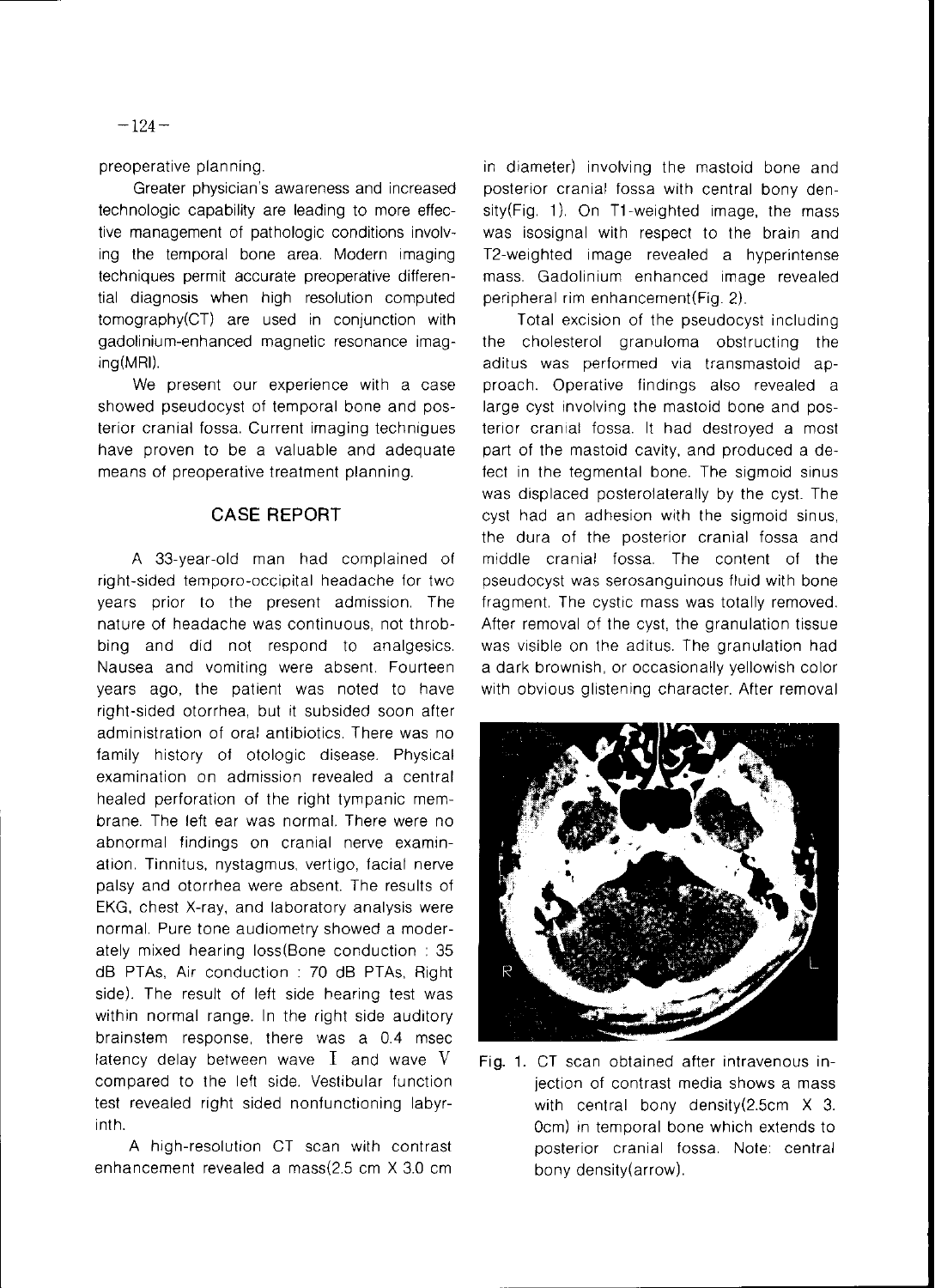preoperative planning.

Greater physician's awareness and increased technologic capability are leading to more effective management of pathologic conditions involving the temporal bone area. Modern imaging techniques permit accurate preoperative differential diagnosis when high resolution computed tomography(CT) are used in conjunction with gadolinium-enhanced magnetic resonance imaging(MRI).

We present our experience with a case showed pseudocyst of temporal bone and posterior cranial fossa. Current imaging technigues have proven to be a valuable and adequate means of preoperative treatment planning.

## CASE REPORT

A 33-year-old man had complained of right-sided temporo-occipital headache for two years prior to the present admission. The nature of headache was continuous, not throbbing and did not respond to analgesics. Nausea and vomiting were absent. Fourteen years ago, the patient was noted to have right-sided otorrhea, but it subsided soon after administration of oral antibiotics. There was no family history of otologic disease. Physical examination on admission revealed a central healed perforation of the right tympanic membrane. The left ear was normal. There were no abnormal findings on cranial nerve examination. Tinnitus, nystagmus, vertigo, facial nerve palsy and otorrhea were absent. The results of EKG, chest X-ray, and laboratory analysis were normal. Pure tone audiometry showed a moderately mixed hearing loss(Bone conduction : 35 dB PTAs, Air conduction : 70 dB PTAs, Right side). The result of left side hearing test was within normal range. In the right side auditory brainstem response, there was a 0.4 msec latency delay between wave I and wave V compared to the left side. Vestibular function test revealed right sided nonfunctioning labyrinth.

A high-resolution CT scan with contrast enhancement revealed a mass(2.5 cm X 3.0 cm in diameter) involving the mastoid bone and posterior cranial fossa with central bony density(Fig. 1). On T1-weighted image, the mass was isosignal with respect to the brain and T2-weighted image revealed a hyperintense mass. Gadolinium enhanced image revealed peripheral rim enhancement(Fig. 2).

Total excision of the pseudocyst including the cholesterol granuloma obstructing the aditus was performed via transmastoid approach. Operative findings also revealed a large cyst involving the mastoid bone and posterior cranial fossa. It had destroyed a most part of the mastoid cavity, and produced a defect in the tegmental bone. The sigmoid sinus was displaced posterolaterally by the cyst. The cyst had an adhesion with the sigmoid sinus, the dura of the posterior cranial fossa and middle cranial fossa. The content of the pseudocyst was serosanguinous fluid with bone fragment. The cystic mass was totally removed. After removal of the cyst, the granulation tissue was visible on the aditus. The granulation had a dark brownish, or occasionally yellowish color with obvious glistening character. After removal

Fig. 1. CT scan obtained after intravenous injection of contrast media shows a mass with central bony density(2.5cm X 3.0cm) in temporal bone which extends to posterior cranial fossa. Note: central bony density(arrow).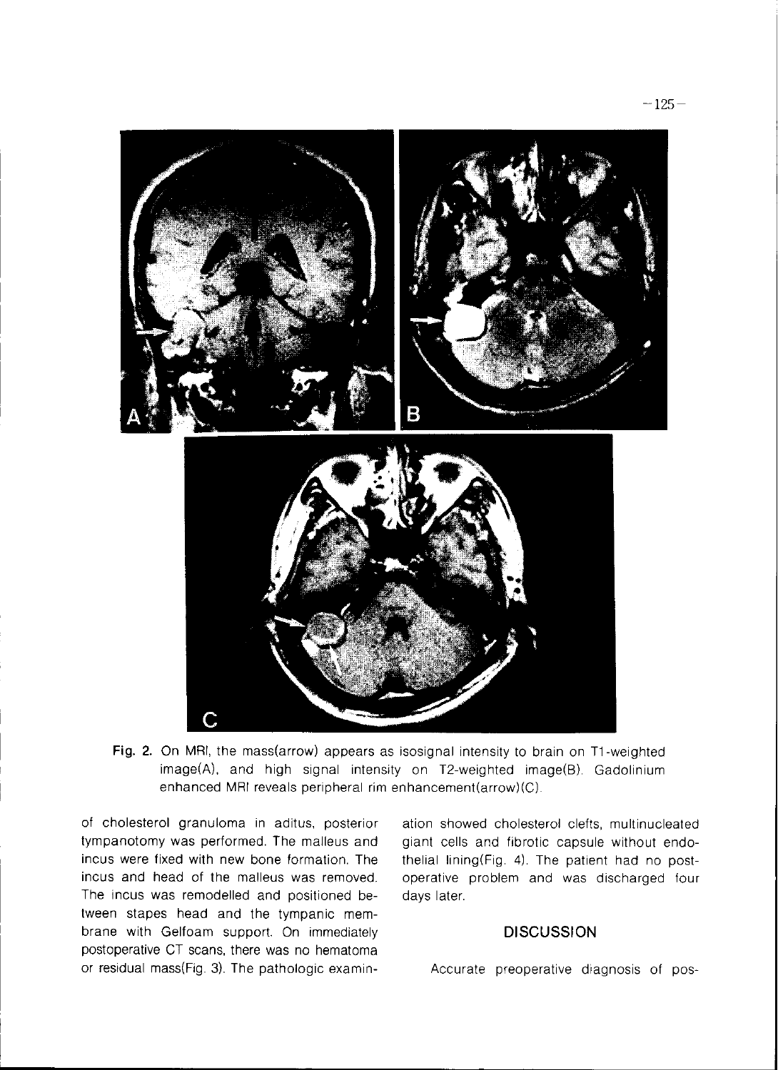Fig. 2. On MRI, the mass(arrow) appears as isosignal intensity to brain on T1-weighted image(A), and high signal intensity on T2-weighted image(B). Gadolinium enhanced MRI reveals peripheral rim enhancement(arrow)(C).

of cholesterol granuloma in aditus, posterior tympanotomy was performed. The malleus and incus were fixed with new bone formation. The incus and head of the malleus was removed. The incus was remodelled and positioned between stapes head and the tympanic membrane with Gelfoam support. On immediately postoperative CT scans, there was no hematoma or residual mass(Fig. 3). The pathologic examination showed cholesterol clefts, multinucleated giant cells and fibrotic capsule without endothelial lining(Fig. 4). The patient had no postoperative problem and was discharged four days later.

## DISCUSSION

Accurate preoperative diagnosis of pos-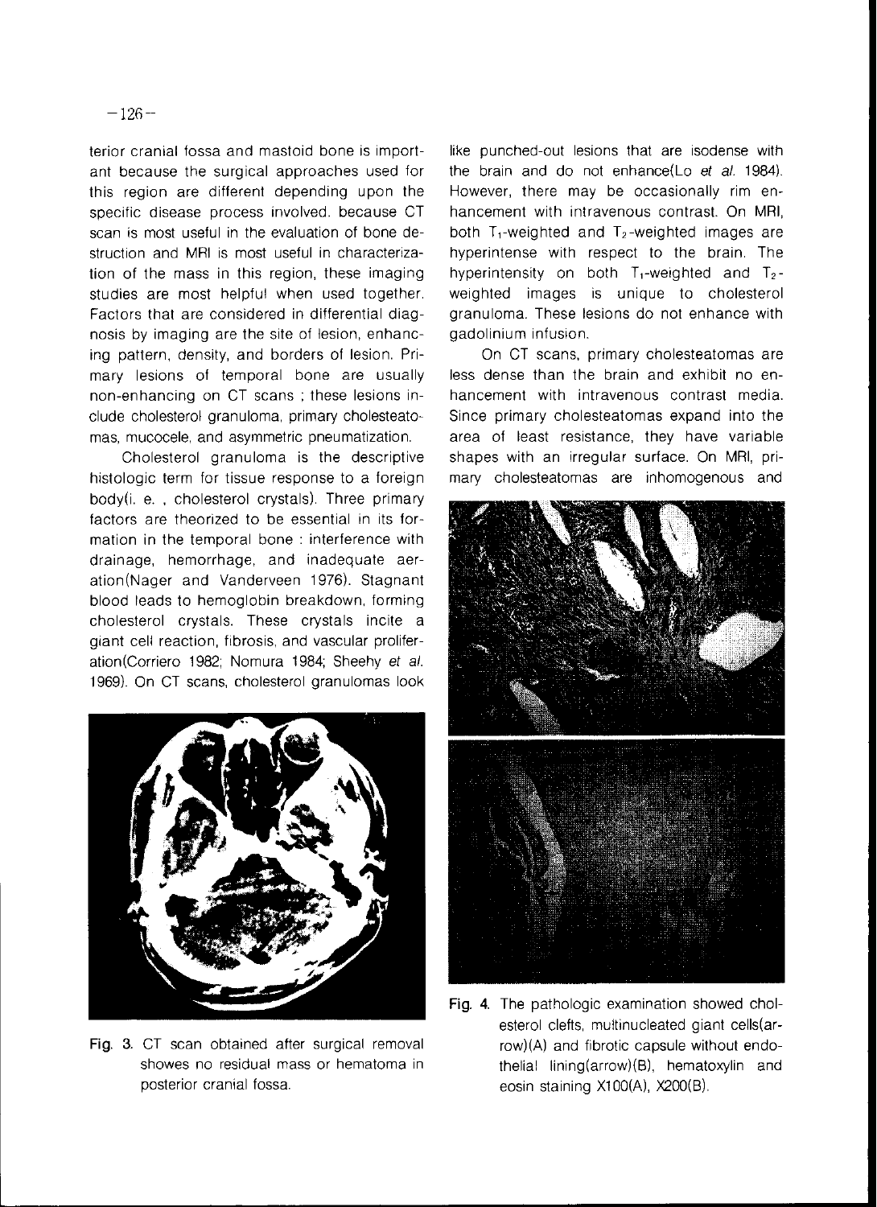terior cranial fossa and mastoid bone is important because the surgical approaches used for this region are different depending upon the specific disease process involved. because CT scan is most useful in the evaluation of bone destruction and MRI is most useful in characterization of the mass in this region, these imaging studies are most helpful when used together. Factors that are considered in differential diagnosis by imaging are the site of lesion, enhancing pattern, density, and borders of lesion. Primary lesions of temporal bone are usually non-enhancing on CT scans ; these lesions include cholesterol granuloma, primary cholesteatomas, mucocele, and asymmetric pneumatization.

Cholesterol granuloma is the descriptive histologic term for tissue response to a foreign body(i. e. , cholesterol crystals). Three primary factors are theorized to be essential in its formation in the temporal bone : interference with drainage, hemorrhage, and inadequate aeration(Nager and Vanderveen 1976). Stagnant blood leads to hemoglobin breakdown, forming cholesterol crystals. These crystals incite a giant cell reaction, fibrosis, and vascular proliferation(Corriero 1982; Nomura 1984; Sheehy *et al.* 1969). On CT scans, cholesterol granulomas look like punched-out lesions that are isodense with the brain and do not enhance(Lo *et al.* 1984). However, there may be occasionally rim enhancement with intravenous contrast. On MRI, both $T_1$-weighted and $T_2$-weighted images are hyperintense with respect to the brain. The hyperintensity on both $T_1$-weighted and $T_2$-weighted images is unique to cholesterol granuloma. These lesions do not enhance with gadolinium infusion.

On CT scans, primary cholesteatomas are less dense than the brain and exhibit no enhancement with intravenous contrast media. Since primary cholesteatomas expand into the area of least resistance, they have variable shapes with an irregular surface. On MRI, primary cholesteatomas are inhomogenous and

Fig. 3. CT scan obtained after surgical removal showes no residual mass or hematoma in posterior cranial fossa.

Fig. 4. The pathologic examination showed cholesterol clefts, multinucleated giant cells(arrow)(A) and fibrotic capsule without endothelial lining(arrow)(B), hematoxylin and eosin staining X100(A), X200(B).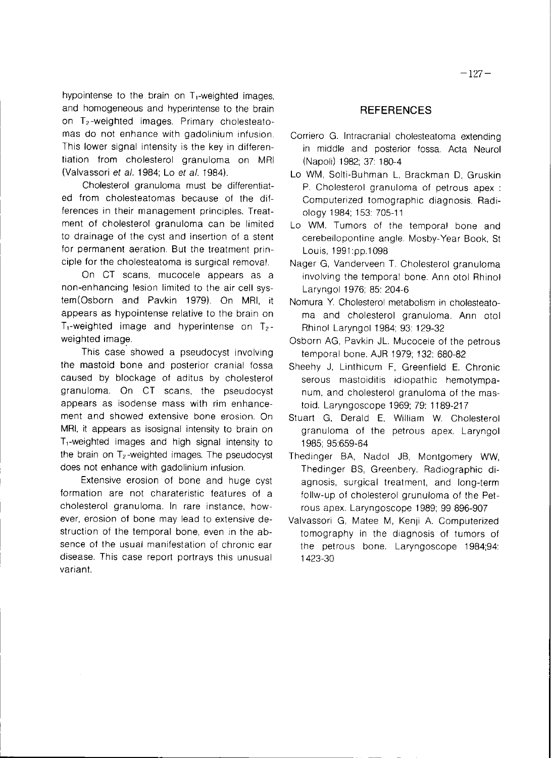hypointense to the brain on $T_1$-weighted images, and homogeneous and hyperintense to the brain on $T_2$-weighted images. Primary cholesteatomas do not enhance with gadolinium infusion. This lower signal intensity is the key in differentiation from cholesterol granuloma on MRI (Valvassori *et al.* 1984; Lo *et al.* 1984).

Cholesterol granuloma must be differentiated from cholesteatomas because of the differences in their management principles. Treatment of cholesterol granuloma can be limited to drainage of the cyst and insertion of a stent for permanent aeration. But the treatment principle for the cholesteatoma is surgical removal.

On CT scans, mucocele appears as a non-enhancing lesion limited to the air cell system(Osborn and Pavkin 1979). On MRI, it appears as hypointense relative to the brain on $T_1$-weighted image and hyperintense on $T_2$-weighted image.

This case showed a pseudocyst involving the mastoid bone and posterior cranial fossa caused by blockage of aditus by cholesterol granuloma. On CT scans, the pseudocyst appears as isodense mass with rim enhancement and showed extensive bone erosion. On MRI, it appears as isosignal intensity to brain on $T_1$-weighted images and high signal intensity to the brain on $T_2$-weighted images. The pseudocyst does not enhance with gadolinium infusion.

Extensive erosion of bone and huge cyst formation are not charateristic features of a cholesterol granuloma. In rare instance, however, erosion of bone may lead to extensive destruction of the temporal bone, even in the absence of the usual manifestation of chronic ear disease. This case report portrays this unusual variant.

## REFERENCES

Corriero G. Intracranial cholesteatoma extending in middle and posterior fossa. Acta Neurol (Napoli) 1982; 37: 180-4

Lo WM, Solti-Buhman L, Brackman D, Gruskin P. Cholesterol granuloma of petrous apex : Computerized tomographic diagnosis. Radiology 1984; 153: 705-11

Lo WM. Tumors of the temporal bone and cerebellopontine angle. Mosby-Year Book, St Louis, 1991:pp.1098

Nager G, Vanderveen T. Cholesterol granuloma involving the temporal bone. Ann otol Rhinol Laryngol 1976; 85: 204-6

Nomura Y. Cholesterol metabolism in cholesteatoma and cholesterol granuloma. Ann otol Rhinol Laryngol 1984; 93: 129-32

Osborn AG, Pavkin JL. Mucocele of the petrous temporal bone. AJR 1979; 132: 680-82

Sheehy J, Linthicum F, Greenfield E. Chronic serous mastoiditis idiopathic hemotympanum, and cholesterol granuloma of the mastoid. Laryngoscope 1969; 79: 1189-217

Stuart G, Derald E, William W. Cholesterol granuloma of the petrous apex. Laryngol 1985; 95:659-64

Thedinger BA, Nadol JB, Montgomery WW, Thedinger BS, Greenbery. Radiographic diagnosis, surgical treatment, and long-term follw-up of cholesterol grunuloma of the Petrous apex. Laryngoscope 1989; 99 896-907

Valvassori G, Matee M, Kenji A. Computerized tomography in the diagnosis of tumors of the petrous bone. Laryngoscope 1984;94: 1423-30